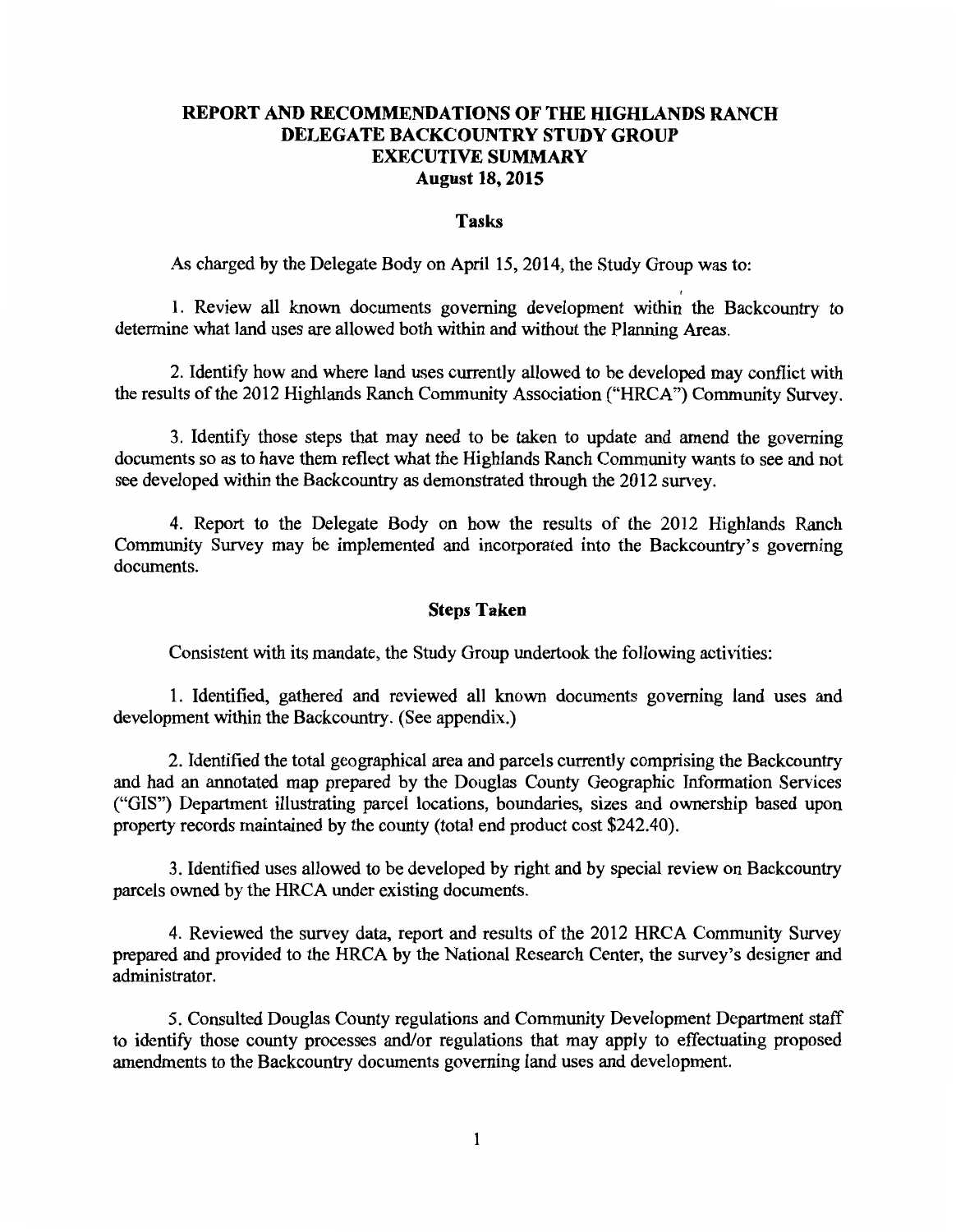# REPORT AND RECOMMENDATIONS OF THE HIGHLANDS RANCH DELEGATE BACKCOUNTRY STUDY GROUP EXECUTIVE SUMMARY

**August 18, 2015**

## Tasks

As charged by the Delegate Body on April 15, 2014, the Study Group was to:

1. Review all known documents governing development within the Backcountry to determine what land uses are allowed both within and without the Planning Areas.

2. Identify how and where land uses currently allowed to be developed may conflict with the results of the 2012 Highlands Ranch Community Association ("HRCA") Community Survey.

3. Identify those steps that may need to be taken to update and amend the governing documents so as to have them reflect what the Highlands Ranch Community wants to see and not see developed within the Backcountry as demonstrated through the 2012 survey.

4. Report to the Delegate Body on how the results of the 2012 Highlands Ranch Community Survey may be implemented and incorporated into the Backcountry's governing documents.

## Steps Taken

Consistent with its mandate, the Study Group undertook the following activities:

1. Identified, gathered and reviewed all known documents governing land uses and development within the Backcountry. (See appendix.)

2. Identified the total geographical area and parcels currently comprising the Backcountry and had an annotated map prepared by the Douglas County Geographic Information Services ("GIS") Department illustrating parcel locations, boundaries, sizes and ownership based upon property records maintained by the county (total end product cost $242.40).

3. Identified uses allowed to be developed by right and by special review on Backcountry parcels owned by the HRCA under existing documents.

4. Reviewed the survey data, report and results of the 2012 HRCA Community Survey prepared and provided to the HRCA by the National Research Center, the survey's designer and administrator.

5. Consulted Douglas County regulations and Community Development Department staff to identify those county processes and/or regulations that may apply to effectuating proposed amendments to the Backcountry documents governing land uses and development.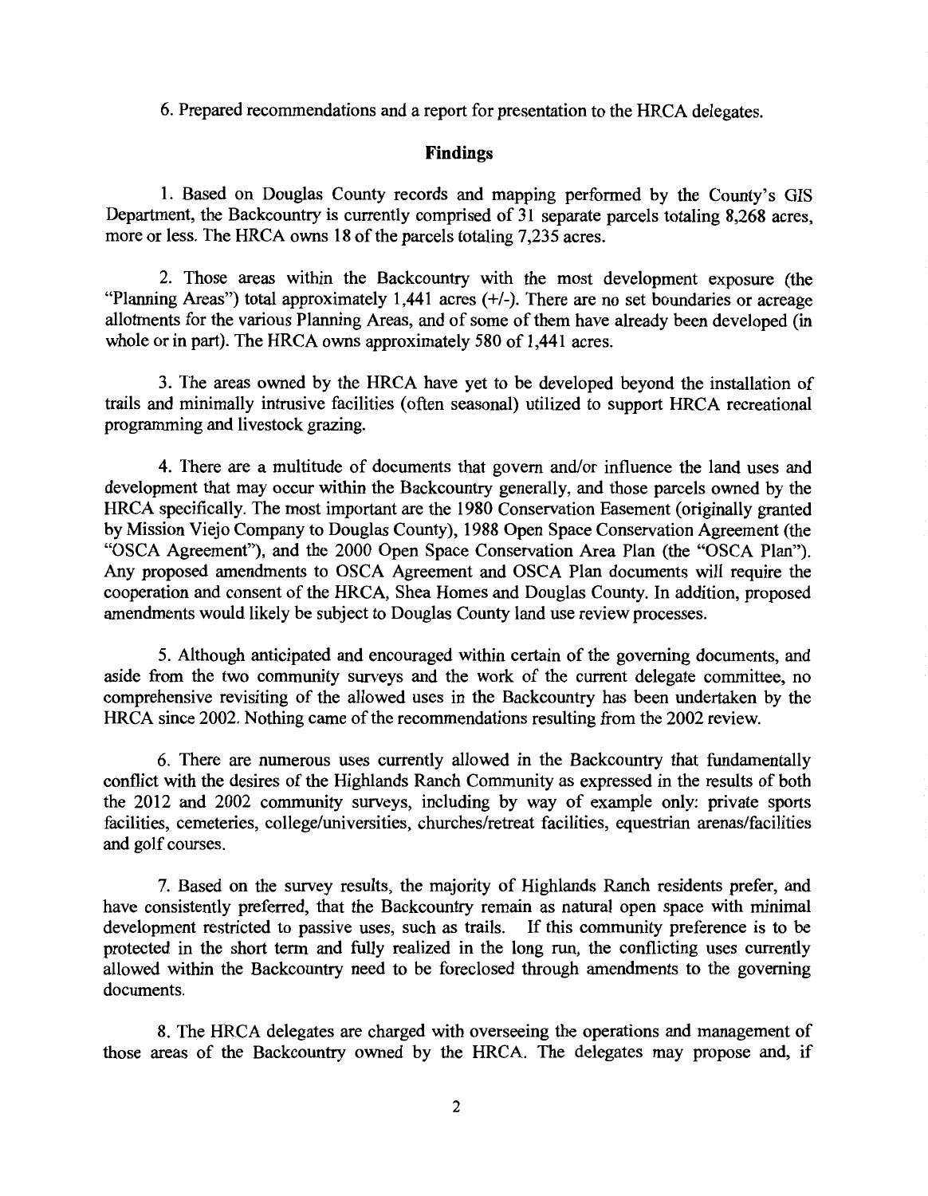6. Prepared recommendations and a report for presentation to the HRCA delegates.

## Findings

1. Based on Douglas County records and mapping performed by the County's GIS Department, the Backcountry is currently comprised of 31 separate parcels totaling 8,268 acres, more or less. The HRCA owns 18 of the parcels totaling 7,235 acres.

2. Those areas within the Backcountry with the most development exposure (the "Planning Areas") total approximately 1,441 acres (+/-). There are no set boundaries or acreage allotments for the various Planning Areas, and of some of them have already been developed (in whole or in part). The HRCA owns approximately 580 of 1,441 acres.

3. The areas owned by the HRCA have yet to be developed beyond the installation of trails and minimally intrusive facilities (often seasonal) utilized to support HRCA recreational programming and livestock grazing.

4. There are a multitude of documents that govern and/or influence the land uses and development that may occur within the Backcountry generally, and those parcels owned by the HRCA specifically. The most important are the 1980 Conservation Easement (originally granted by Mission Viejo Company to Douglas County), 1988 Open Space Conservation Agreement (the "OSCA Agreement"), and the 2000 Open Space Conservation Area Plan (the "OSCA Plan"). Any proposed amendments to OSCA Agreement and OSCA Plan documents will require the cooperation and consent of the HRCA, Shea Homes and Douglas County. In addition, proposed amendments would likely be subject to Douglas County land use review processes.

5. Although anticipated and encouraged within certain of the governing documents, and aside from the two community surveys and the work of the current delegate committee, no comprehensive revisiting of the allowed uses in the Backcountry has been undertaken by the HRCA since 2002. Nothing came of the recommendations resulting from the 2002 review.

6. There are numerous uses currently allowed in the Backcountry that fundamentally conflict with the desires of the Highlands Ranch Community as expressed in the results of both the 2012 and 2002 community surveys, including by way of example only: private sports facilities, cemeteries, college/universities, churches/retreat facilities, equestrian arenas/facilities and golf courses.

7. Based on the survey results, the majority of Highlands Ranch residents prefer, and have consistently preferred, that the Backcountry remain as natural open space with minimal development restricted to passive uses, such as trails. If this community preference is to be protected in the short term and fully realized in the long run, the conflicting uses currently allowed within the Backcountry need to be foreclosed through amendments to the governing documents.

8. The HRCA delegates are charged with overseeing the operations and management of those areas of the Backcountry owned by the HRCA. The delegates may propose and, if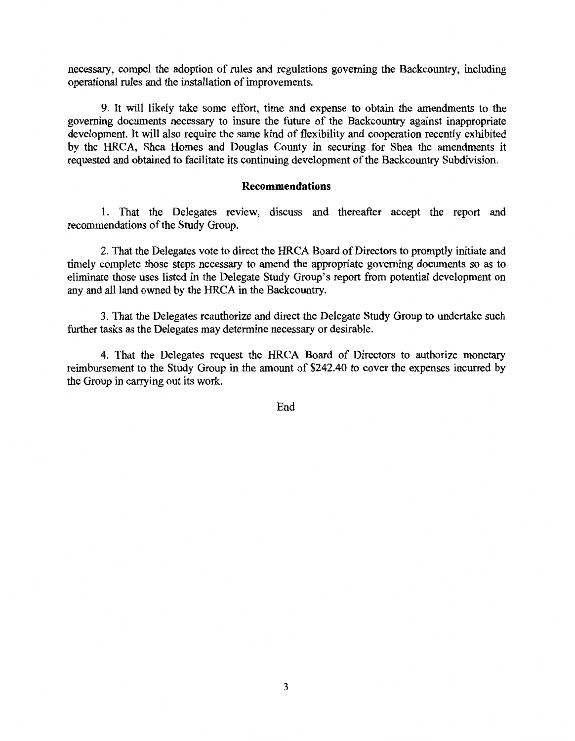necessary, compel the adoption of rules and regulations governing the Backcountry, including operational rules and the installation of improvements.

9. It will likely take some effort, time and expense to obtain the amendments to the governing documents necessary to insure the future of the Backcountry against inappropriate development. It will also require the same kind of flexibility and cooperation recently exhibited by the HRCA, Shea Homes and Douglas County in securing for Shea the amendments it requested and obtained to facilitate its continuing development of the Backcountry Subdivision.

**Recommendations**

1. That the Delegates review, discuss and thereafter accept the report and recommendations of the Study Group.

2. That the Delegates vote to direct the HRCA Board of Directors to promptly initiate and timely complete those steps necessary to amend the appropriate governing documents so as to eliminate those uses listed in the Delegate Study Group's report from potential development on any and all land owned by the HRCA in the Backcountry.

3. That the Delegates reauthorize and direct the Delegate Study Group to undertake such further tasks as the Delegates may determine necessary or desirable.

4. That the Delegates request the HRCA Board of Directors to authorize monetary reimbursement to the Study Group in the amount of $242.40 to cover the expenses incurred by the Group in carrying out its work.

End